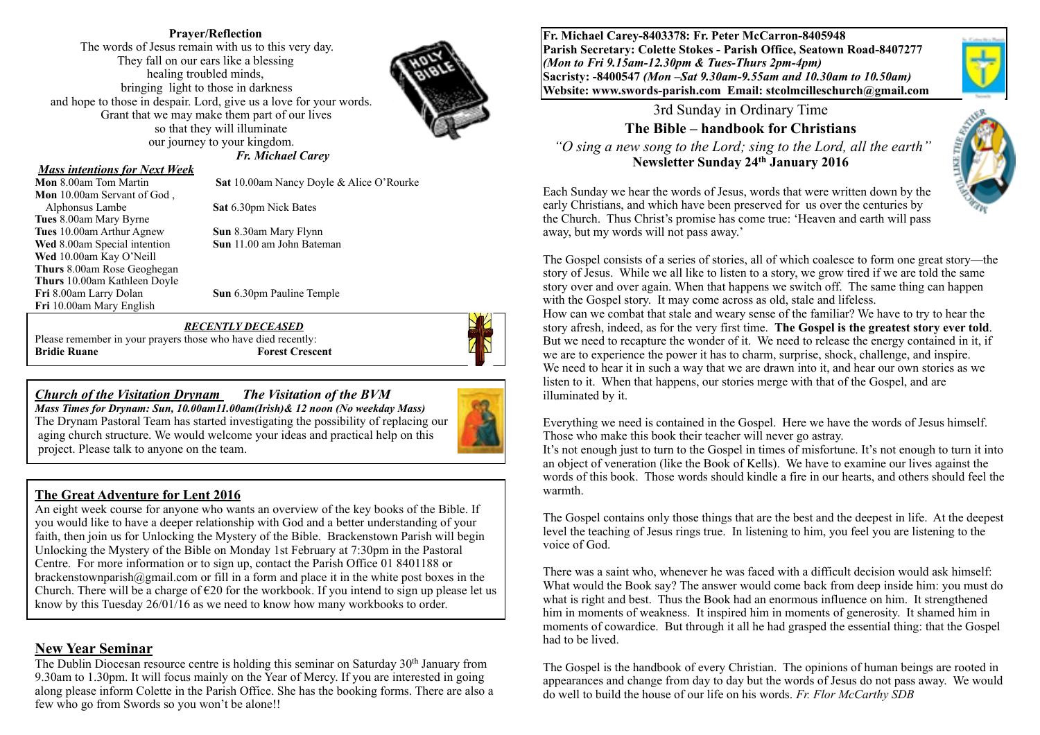**Prayer/Reflection**

The words of Jesus remain with us to this very day.
They fall on our ears like a blessing
healing troubled minds,
bringing light to those in darkness
and hope to those in despair. Lord, give us a love for your words.
Grant that we may make them part of our lives
so that they will illuminate
our journey to your kingdom.

*Fr. Michael Carey*

***Mass intentions for Next Week***

**Mon** 8.00am Tom Martin
**Mon** 10.00am Servant of God , Alphonsus Lambe
**Tues** 8.00am Mary Byrne
**Tues** 10.00am Arthur Agnew
**Wed** 8.00am Special intention
**Wed** 10.00am Kay O'Neill
**Thurs** 8.00am Rose Geoghegan
**Thurs** 10.00am Kathleen Doyle
**Fri** 8.00am Larry Dolan
**Fri** 10.00am Mary English
**Sat** 10.00am Nancy Doyle & Alice O'Rourke
**Sat** 6.30pm Nick Bates
**Sun** 8.30am Mary Flynn
**Sun** 11.00 am John Bateman
**Sun** 6.30pm Pauline Temple

***RECENTLY DECEASED***

Please remember in your prayers those who have died recently:
**Bridie Ruane** **Forest Crescent**

## *Church of the Visitation Drynam* *The Visitation of the BVM*

*Mass Times for Drynam: Sun, 10.00am11.00am(Irish)& 12 noon (No weekday Mass)*

The Drynam Pastoral Team has started investigating the possibility of replacing our aging church structure. We would welcome your ideas and practical help on this project. Please talk to anyone on the team.

## The Great Adventure for Lent 2016

An eight week course for anyone who wants an overview of the key books of the Bible. If you would like to have a deeper relationship with God and a better understanding of your faith, then join us for Unlocking the Mystery of the Bible. Brackenstown Parish will begin Unlocking the Mystery of the Bible on Monday 1st February at 7:30pm in the Pastoral Centre. For more information or to sign up, contact the Parish Office 01 8401188 or brackenstownparish@gmail.com or fill in a form and place it in the white post boxes in the Church. There will be a charge of €20 for the workbook. If you intend to sign up please let us know by this Tuesday 26/01/16 as we need to know how many workbooks to order.

## New Year Seminar

The Dublin Diocesan resource centre is holding this seminar on Saturday 30th January from 9.30am to 1.30pm. It will focus mainly on the Year of Mercy. If you are interested in going along please inform Colette in the Parish Office. She has the booking forms. There are also a few who go from Swords so you won't be alone!!

**Fr. Michael Carey-8403378: Fr. Peter McCarron-8405948**
**Parish Secretary: Colette Stokes - Parish Office, Seatown Road-8407277**
***(Mon to Fri 9.15am-12.30pm & Tues-Thurs 2pm-4pm)***
**Sacristy: -8400547 *(Mon –Sat 9.30am-9.55am and 10.30am to 10.50am)***
**Website: www.swords-parish.com Email: stcolmcilleschurch@gmail.com**

3rd Sunday in Ordinary Time

# The Bible – handbook for Christians

*"O sing a new song to the Lord; sing to the Lord, all the earth"*

**Newsletter Sunday 24th January 2016**

Each Sunday we hear the words of Jesus, words that were written down by the early Christians, and which have been preserved for us over the centuries by the Church. Thus Christ's promise has come true: 'Heaven and earth will pass away, but my words will not pass away.'

The Gospel consists of a series of stories, all of which coalesce to form one great story—the story of Jesus. While we all like to listen to a story, we grow tired if we are told the same story over and over again. When that happens we switch off. The same thing can happen with the Gospel story. It may come across as old, stale and lifeless.
How can we combat that stale and weary sense of the familiar? We have to try to hear the story afresh, indeed, as for the very first time. **The Gospel is the greatest story ever told**. But we need to recapture the wonder of it. We need to release the energy contained in it, if we are to experience the power it has to charm, surprise, shock, challenge, and inspire. We need to hear it in such a way that we are drawn into it, and hear our own stories as we listen to it. When that happens, our stories merge with that of the Gospel, and are illuminated by it.

Everything we need is contained in the Gospel. Here we have the words of Jesus himself. Those who make this book their teacher will never go astray.
It's not enough just to turn to the Gospel in times of misfortune. It's not enough to turn it into an object of veneration (like the Book of Kells). We have to examine our lives against the words of this book. Those words should kindle a fire in our hearts, and others should feel the warmth.

The Gospel contains only those things that are the best and the deepest in life. At the deepest level the teaching of Jesus rings true. In listening to him, you feel you are listening to the voice of God.

There was a saint who, whenever he was faced with a difficult decision would ask himself: What would the Book say? The answer would come back from deep inside him: you must do what is right and best. Thus the Book had an enormous influence on him. It strengthened him in moments of weakness. It inspired him in moments of generosity. It shamed him in moments of cowardice. But through it all he had grasped the essential thing: that the Gospel had to be lived.

The Gospel is the handbook of every Christian. The opinions of human beings are rooted in appearances and change from day to day but the words of Jesus do not pass away. We would do well to build the house of our life on his words. *Fr. Flor McCarthy SDB*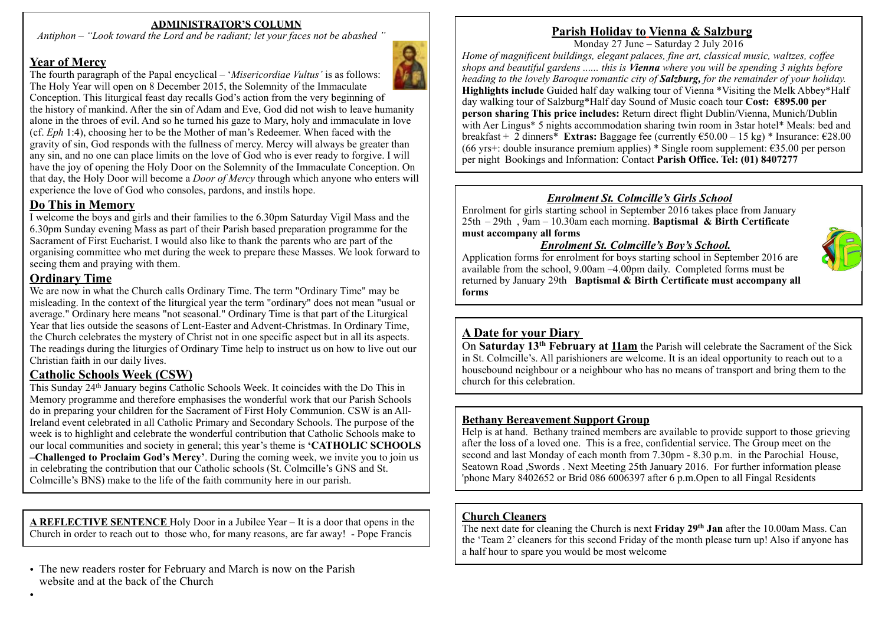## ADMINISTRATOR'S COLUMN

*Antiphon – "Look toward the Lord and be radiant; let your faces not be abashed "*

## Year of Mercy

The fourth paragraph of the Papal encyclical – '*Misericordiae Vultus'* is as follows: The Holy Year will open on 8 December 2015, the Solemnity of the Immaculate Conception. This liturgical feast day recalls God's action from the very beginning of the history of mankind. After the sin of Adam and Eve, God did not wish to leave humanity alone in the throes of evil. And so he turned his gaze to Mary, holy and immaculate in love (cf. *Eph* 1:4), choosing her to be the Mother of man's Redeemer. When faced with the gravity of sin, God responds with the fullness of mercy. Mercy will always be greater than any sin, and no one can place limits on the love of God who is ever ready to forgive. I will have the joy of opening the Holy Door on the Solemnity of the Immaculate Conception. On that day, the Holy Door will become a *Door of Mercy* through which anyone who enters will experience the love of God who consoles, pardons, and instils hope.

## Do This in Memory

I welcome the boys and girls and their families to the 6.30pm Saturday Vigil Mass and the 6.30pm Sunday evening Mass as part of their Parish based preparation programme for the Sacrament of First Eucharist. I would also like to thank the parents who are part of the organising committee who met during the week to prepare these Masses. We look forward to seeing them and praying with them.

## Ordinary Time

We are now in what the Church calls Ordinary Time. The term "Ordinary Time" may be misleading. In the context of the liturgical year the term "ordinary" does not mean "usual or average." Ordinary here means "not seasonal." Ordinary Time is that part of the Liturgical Year that lies outside the seasons of Lent-Easter and Advent-Christmas. In Ordinary Time, the Church celebrates the mystery of Christ not in one specific aspect but in all its aspects. The readings during the liturgies of Ordinary Time help to instruct us on how to live out our Christian faith in our daily lives.

## Catholic Schools Week (CSW)

This Sunday 24th January begins Catholic Schools Week. It coincides with the Do This in Memory programme and therefore emphasises the wonderful work that our Parish Schools do in preparing your children for the Sacrament of First Holy Communion. CSW is an All-Ireland event celebrated in all Catholic Primary and Secondary Schools. The purpose of the week is to highlight and celebrate the wonderful contribution that Catholic Schools make to our local communities and society in general; this year's theme is **'CATHOLIC SCHOOLS –Challenged to Proclaim God's Mercy'**. During the coming week, we invite you to join us in celebrating the contribution that our Catholic schools (St. Colmcille's GNS and St. Colmcille's BNS) make to the life of the faith community here in our parish.

**A REFLECTIVE SENTENCE** Holy Door in a Jubilee Year – It is a door that opens in the Church in order to reach out to those who, for many reasons, are far away! - Pope Francis

- The new readers roster for February and March is now on the Parish website and at the back of the Church

## Parish Holiday to Vienna & Salzburg

Monday 27 June – Saturday 2 July 2016

*Home of magnificent buildings, elegant palaces, fine art, classical music, waltzes, coffee shops and beautiful gardens ...... this is* ***Vienna*** *where you will be spending 3 nights before heading to the lovely Baroque romantic city of* ***Salzburg,*** *for the remainder of your holiday.* **Highlights include** Guided half day walking tour of Vienna *Visiting the Melk Abbey*Half day walking tour of Salzburg*Half day Sound of Music coach tour **Cost: €895.00 per person sharing This price includes:** Return direct flight Dublin/Vienna, Munich/Dublin with Aer Lingus* 5 nights accommodation sharing twin room in 3star hotel* Meals: bed and breakfast + 2 dinners* **Extras:** Baggage fee (currently €50.00 – 15 kg) * Insurance: €28.00 (66 yrs+: double insurance premium applies) * Single room supplement: €35.00 per person per night Bookings and Information: Contact **Parish Office. Tel: (01) 8407277**

### *Enrolment St. Colmcille's Girls School*

Enrolment for girls starting school in September 2016 takes place from January 25th – 29th , 9am – 10.30am each morning. **Baptismal & Birth Certificate must accompany all forms**

### *Enrolment St. Colmcille's Boy's School.*

Application forms for enrolment for boys starting school in September 2016 are available from the school, 9.00am –4.00pm daily. Completed forms must be returned by January 29th **Baptismal & Birth Certificate must accompany all forms**

## A Date for your Diary

On **Saturday 13th February at 11am** the Parish will celebrate the Sacrament of the Sick in St. Colmcille's. All parishioners are welcome. It is an ideal opportunity to reach out to a housebound neighbour or a neighbour who has no means of transport and bring them to the church for this celebration.

## Bethany Bereavement Support Group

Help is at hand. Bethany trained members are available to provide support to those grieving after the loss of a loved one. This is a free, confidential service. The Group meet on the second and last Monday of each month from 7.30pm - 8.30 p.m. in the Parochial House, Seatown Road ,Swords . Next Meeting 25th January 2016. For further information please 'phone Mary 8402652 or Brid 086 6006397 after 6 p.m.Open to all Fingal Residents

## Church Cleaners

The next date for cleaning the Church is next **Friday 29th Jan** after the 10.00am Mass. Can the 'Team 2' cleaners for this second Friday of the month please turn up! Also if anyone has a half hour to spare you would be most welcome